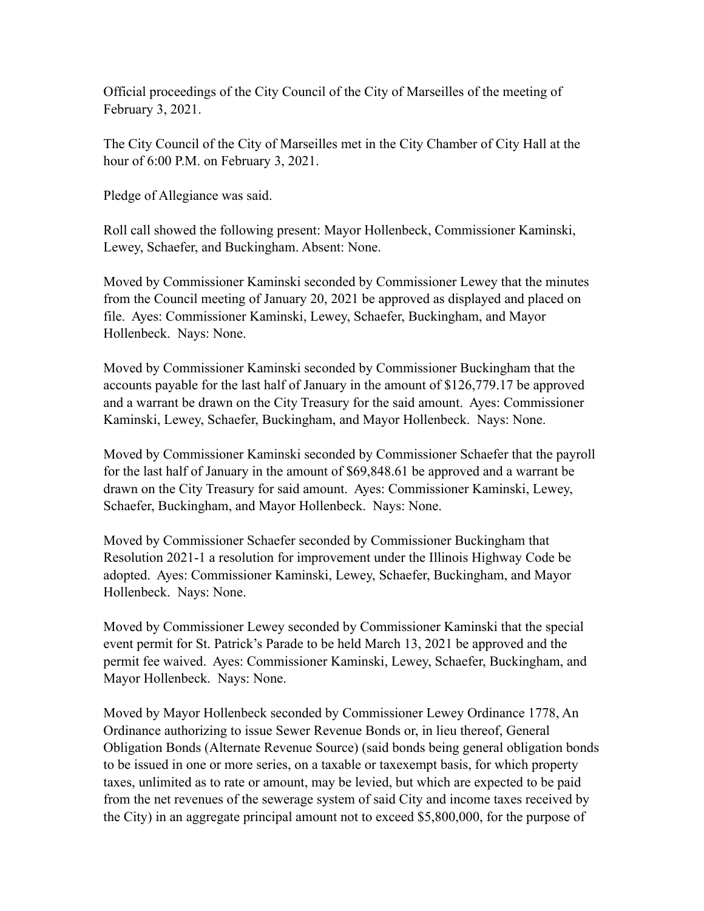Official proceedings of the City Council of the City of Marseilles of the meeting of February 3, 2021.

The City Council of the City of Marseilles met in the City Chamber of City Hall at the hour of 6:00 P.M. on February 3, 2021.

Pledge of Allegiance was said.

Roll call showed the following present: Mayor Hollenbeck, Commissioner Kaminski, Lewey, Schaefer, and Buckingham. Absent: None.

Moved by Commissioner Kaminski seconded by Commissioner Lewey that the minutes from the Council meeting of January 20, 2021 be approved as displayed and placed on file. Ayes: Commissioner Kaminski, Lewey, Schaefer, Buckingham, and Mayor Hollenbeck. Nays: None.

Moved by Commissioner Kaminski seconded by Commissioner Buckingham that the accounts payable for the last half of January in the amount of $126,779.17 be approved and a warrant be drawn on the City Treasury for the said amount. Ayes: Commissioner Kaminski, Lewey, Schaefer, Buckingham, and Mayor Hollenbeck. Nays: None.

Moved by Commissioner Kaminski seconded by Commissioner Schaefer that the payroll for the last half of January in the amount of $69,848.61 be approved and a warrant be drawn on the City Treasury for said amount. Ayes: Commissioner Kaminski, Lewey, Schaefer, Buckingham, and Mayor Hollenbeck. Nays: None.

Moved by Commissioner Schaefer seconded by Commissioner Buckingham that Resolution 2021-1 a resolution for improvement under the Illinois Highway Code be adopted. Ayes: Commissioner Kaminski, Lewey, Schaefer, Buckingham, and Mayor Hollenbeck. Nays: None.

Moved by Commissioner Lewey seconded by Commissioner Kaminski that the special event permit for St. Patrick's Parade to be held March 13, 2021 be approved and the permit fee waived. Ayes: Commissioner Kaminski, Lewey, Schaefer, Buckingham, and Mayor Hollenbeck. Nays: None.

Moved by Mayor Hollenbeck seconded by Commissioner Lewey Ordinance 1778, An Ordinance authorizing to issue Sewer Revenue Bonds or, in lieu thereof, General Obligation Bonds (Alternate Revenue Source) (said bonds being general obligation bonds to be issued in one or more series, on a taxable or taxexempt basis, for which property taxes, unlimited as to rate or amount, may be levied, but which are expected to be paid from the net revenues of the sewerage system of said City and income taxes received by the City) in an aggregate principal amount not to exceed $5,800,000, for the purpose of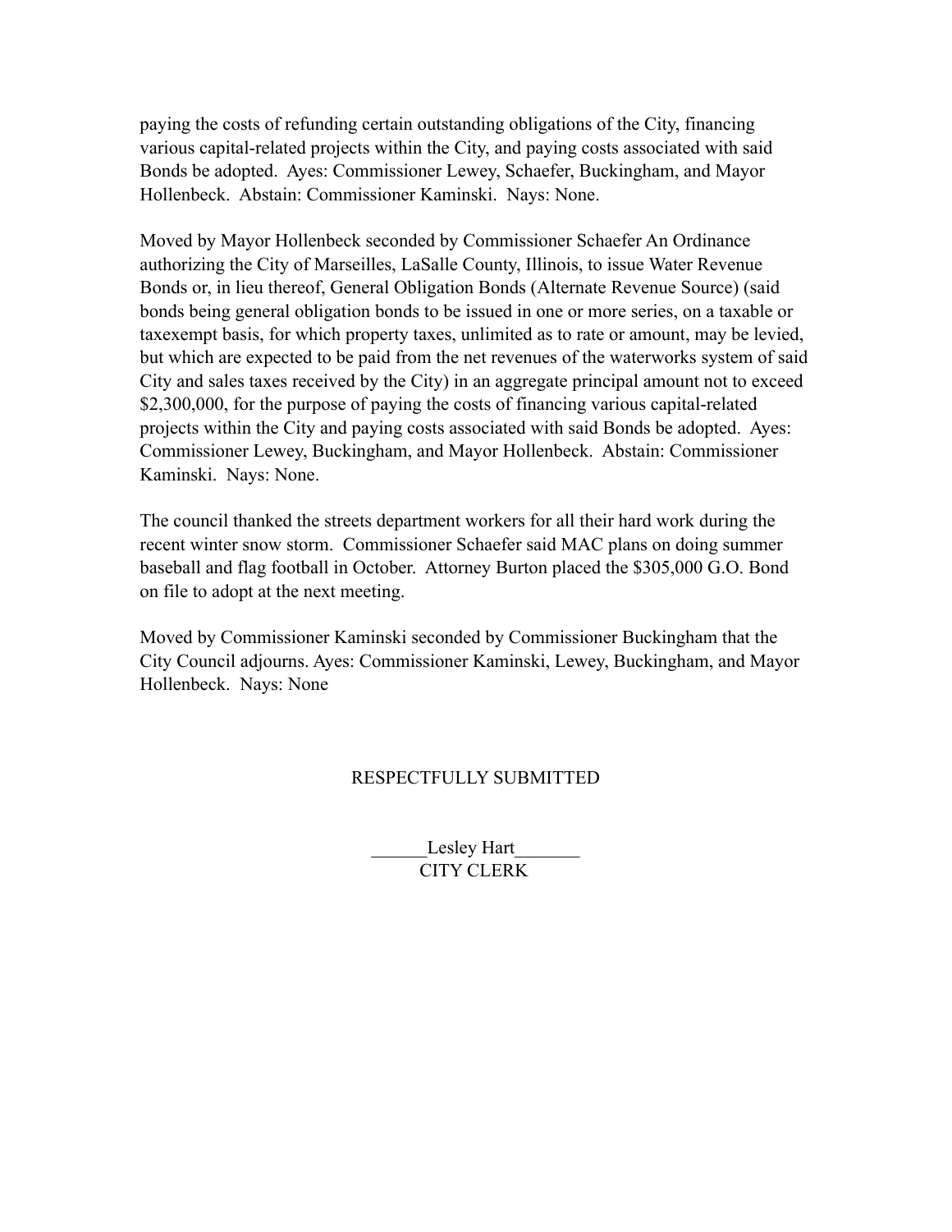paying the costs of refunding certain outstanding obligations of the City, financing various capital-related projects within the City, and paying costs associated with said Bonds be adopted. Ayes: Commissioner Lewey, Schaefer, Buckingham, and Mayor Hollenbeck. Abstain: Commissioner Kaminski. Nays: None.

Moved by Mayor Hollenbeck seconded by Commissioner Schaefer An Ordinance authorizing the City of Marseilles, LaSalle County, Illinois, to issue Water Revenue Bonds or, in lieu thereof, General Obligation Bonds (Alternate Revenue Source) (said bonds being general obligation bonds to be issued in one or more series, on a taxable or taxexempt basis, for which property taxes, unlimited as to rate or amount, may be levied, but which are expected to be paid from the net revenues of the waterworks system of said City and sales taxes received by the City) in an aggregate principal amount not to exceed $2,300,000, for the purpose of paying the costs of financing various capital-related projects within the City and paying costs associated with said Bonds be adopted. Ayes: Commissioner Lewey, Buckingham, and Mayor Hollenbeck. Abstain: Commissioner Kaminski. Nays: None.

The council thanked the streets department workers for all their hard work during the recent winter snow storm. Commissioner Schaefer said MAC plans on doing summer baseball and flag football in October. Attorney Burton placed the $305,000 G.O. Bond on file to adopt at the next meeting.

Moved by Commissioner Kaminski seconded by Commissioner Buckingham that the City Council adjourns. Ayes: Commissioner Kaminski, Lewey, Buckingham, and Mayor Hollenbeck. Nays: None

RESPECTFULLY SUBMITTED

______Lesley Hart_______
CITY CLERK